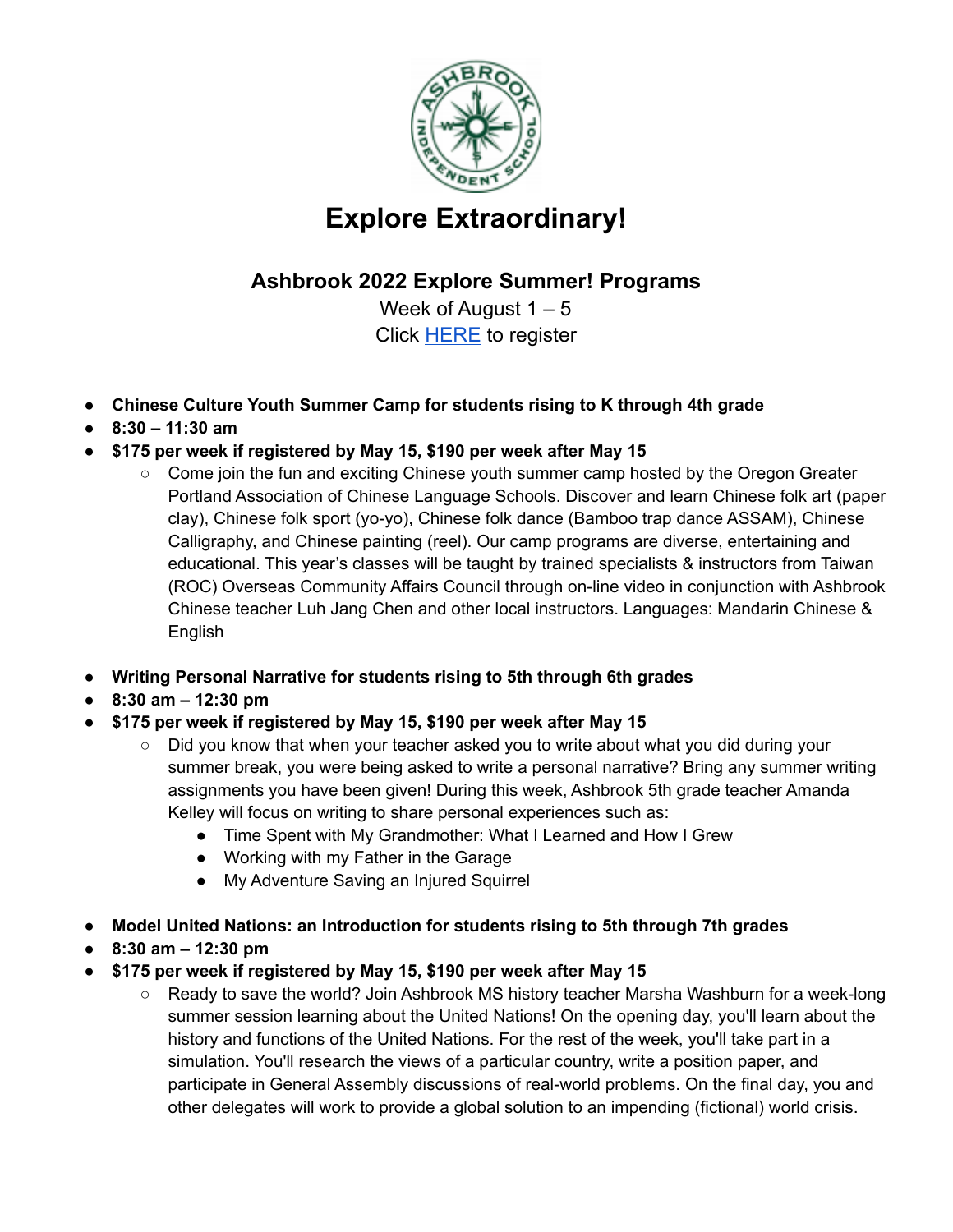# Explore Extraordinary!

## Ashbrook 2022 Explore Summer! Programs

Week of August 1 – 5

Click [HERE] to register

- **Chinese Culture Youth Summer Camp for students rising to K through 4th grade**
- **8:30 – 11:30 am**
- **$175 per week if registered by May 15, $190 per week after May 15**
  - Come join the fun and exciting Chinese youth summer camp hosted by the Oregon Greater Portland Association of Chinese Language Schools. Discover and learn Chinese folk art (paper clay), Chinese folk sport (yo-yo), Chinese folk dance (Bamboo trap dance ASSAM), Chinese Calligraphy, and Chinese painting (reel). Our camp programs are diverse, entertaining and educational. This year's classes will be taught by trained specialists & instructors from Taiwan (ROC) Overseas Community Affairs Council through on-line video in conjunction with Ashbrook Chinese teacher Luh Jang Chen and other local instructors. Languages: Mandarin Chinese & English

- **Writing Personal Narrative for students rising to 5th through 6th grades**
- **8:30 am – 12:30 pm**
- **$175 per week if registered by May 15, $190 per week after May 15**
  - Did you know that when your teacher asked you to write about what you did during your summer break, you were being asked to write a personal narrative? Bring any summer writing assignments you have been given! During this week, Ashbrook 5th grade teacher Amanda Kelley will focus on writing to share personal experiences such as:
    - Time Spent with My Grandmother: What I Learned and How I Grew
    - Working with my Father in the Garage
    - My Adventure Saving an Injured Squirrel

- **Model United Nations: an Introduction for students rising to 5th through 7th grades**
- **8:30 am – 12:30 pm**
- **$175 per week if registered by May 15, $190 per week after May 15**
  - Ready to save the world? Join Ashbrook MS history teacher Marsha Washburn for a week-long summer session learning about the United Nations! On the opening day, you'll learn about the history and functions of the United Nations. For the rest of the week, you'll take part in a simulation. You'll research the views of a particular country, write a position paper, and participate in General Assembly discussions of real-world problems. On the final day, you and other delegates will work to provide a global solution to an impending (fictional) world crisis.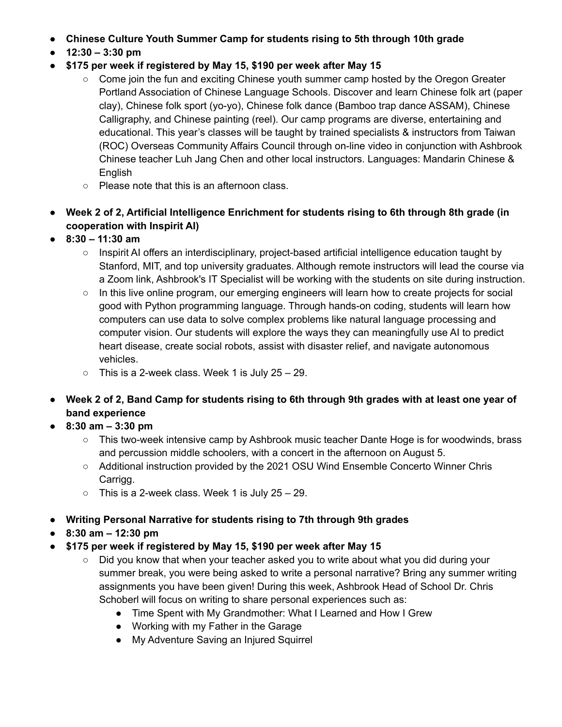- **Chinese Culture Youth Summer Camp for students rising to 5th through 10th grade**
- **12:30 – 3:30 pm**
- **$175 per week if registered by May 15, $190 per week after May 15**
    - Come join the fun and exciting Chinese youth summer camp hosted by the Oregon Greater Portland Association of Chinese Language Schools. Discover and learn Chinese folk art (paper clay), Chinese folk sport (yo-yo), Chinese folk dance (Bamboo trap dance ASSAM), Chinese Calligraphy, and Chinese painting (reel). Our camp programs are diverse, entertaining and educational. This year's classes will be taught by trained specialists & instructors from Taiwan (ROC) Overseas Community Affairs Council through on-line video in conjunction with Ashbrook Chinese teacher Luh Jang Chen and other local instructors. Languages: Mandarin Chinese & English
    - Please note that this is an afternoon class.

- **Week 2 of 2, Artificial Intelligence Enrichment for students rising to 6th through 8th grade (in cooperation with Inspirit AI)**
- **8:30 – 11:30 am**
    - Inspirit AI offers an interdisciplinary, project-based artificial intelligence education taught by Stanford, MIT, and top university graduates. Although remote instructors will lead the course via a Zoom link, Ashbrook's IT Specialist will be working with the students on site during instruction.
    - In this live online program, our emerging engineers will learn how to create projects for social good with Python programming language. Through hands-on coding, students will learn how computers can use data to solve complex problems like natural language processing and computer vision. Our students will explore the ways they can meaningfully use AI to predict heart disease, create social robots, assist with disaster relief, and navigate autonomous vehicles.
    - This is a 2-week class. Week 1 is July 25 – 29.

- **Week 2 of 2, Band Camp for students rising to 6th through 9th grades with at least one year of band experience**
- **8:30 am – 3:30 pm**
    - This two-week intensive camp by Ashbrook music teacher Dante Hoge is for woodwinds, brass and percussion middle schoolers, with a concert in the afternoon on August 5.
    - Additional instruction provided by the 2021 OSU Wind Ensemble Concerto Winner Chris Carrigg.
    - This is a 2-week class. Week 1 is July 25 – 29.

- **Writing Personal Narrative for students rising to 7th through 9th grades**
- **8:30 am – 12:30 pm**
- **$175 per week if registered by May 15, $190 per week after May 15**
    - Did you know that when your teacher asked you to write about what you did during your summer break, you were being asked to write a personal narrative? Bring any summer writing assignments you have been given! During this week, Ashbrook Head of School Dr. Chris Schoberl will focus on writing to share personal experiences such as:
        - Time Spent with My Grandmother: What I Learned and How I Grew
        - Working with my Father in the Garage
        - My Adventure Saving an Injured Squirrel